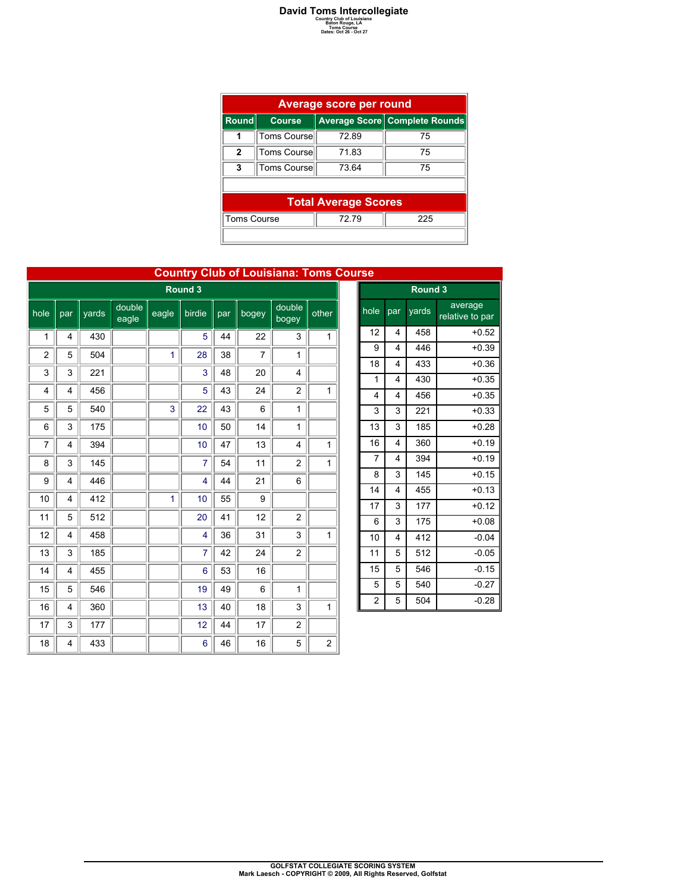# David Toms Intercollegiate

Country Club of Louisiana
Baton Rouge, LA
Toms Course
Dates: Oct 26 - Oct 27

## Average score per round

| Round | Course | Average Score | Complete Rounds |
|---|---|---|---|
| 1 | Toms Course | 72.89 | 75 |
| 2 | Toms Course | 71.83 | 75 |
| 3 | Toms Course | 73.64 | 75 |

## Total Average Scores

| Course | Average Score | Complete Rounds |
|---|---|---|
| Toms Course | 72.79 | 225 |

## Country Club of Lousiana: Toms Course

**Round 3**

| hole | par | yards | double eagle | eagle | birdie | par | bogey | double bogey | other |
|---|---|---|---|---|---|---|---|---|---|
| 1 | 4 | 430 | | | 5 | 44 | 22 | 3 | 1 |
| 2 | 5 | 504 | | 1 | 28 | 38 | 7 | 1 | |
| 3 | 3 | 221 | | | 3 | 48 | 20 | 4 | |
| 4 | 4 | 456 | | | 5 | 43 | 24 | 2 | 1 |
| 5 | 5 | 540 | | 3 | 22 | 43 | 6 | 1 | |
| 6 | 3 | 175 | | | 10 | 50 | 14 | 1 | |
| 7 | 4 | 394 | | | 10 | 47 | 13 | 4 | 1 |
| 8 | 3 | 145 | | | 7 | 54 | 11 | 2 | 1 |
| 9 | 4 | 446 | | | 4 | 44 | 21 | 6 | |
| 10 | 4 | 412 | | 1 | 10 | 55 | 9 | | |
| 11 | 5 | 512 | | | 20 | 41 | 12 | 2 | |
| 12 | 4 | 458 | | | 4 | 36 | 31 | 3 | 1 |
| 13 | 3 | 185 | | | 7 | 42 | 24 | 2 | |
| 14 | 4 | 455 | | | 6 | 53 | 16 | | |
| 15 | 5 | 546 | | | 19 | 49 | 6 | 1 | |
| 16 | 4 | 360 | | | 13 | 40 | 18 | 3 | 1 |
| 17 | 3 | 177 | | | 12 | 44 | 17 | 2 | |
| 18 | 4 | 433 | | | 6 | 46 | 16 | 5 | 2 |

**Round 3**

| hole | par | yards | average relative to par |
|---|---|---|---|
| 12 | 4 | 458 | +0.52 |
| 9 | 4 | 446 | +0.39 |
| 18 | 4 | 433 | +0.36 |
| 1 | 4 | 430 | +0.35 |
| 4 | 4 | 456 | +0.35 |
| 3 | 3 | 221 | +0.33 |
| 13 | 3 | 185 | +0.28 |
| 16 | 4 | 360 | +0.19 |
| 7 | 4 | 394 | +0.19 |
| 8 | 3 | 145 | +0.15 |
| 14 | 4 | 455 | +0.13 |
| 17 | 3 | 177 | +0.12 |
| 6 | 3 | 175 | +0.08 |
| 10 | 4 | 412 | -0.04 |
| 11 | 5 | 512 | -0.05 |
| 15 | 5 | 546 | -0.15 |
| 5 | 5 | 540 | -0.27 |
| 2 | 5 | 504 | -0.28 |

GOLFSTAT COLLEGIATE SCORING SYSTEM
Mark Laesch - COPYRIGHT © 2009, All Rights Reserved, Golfstat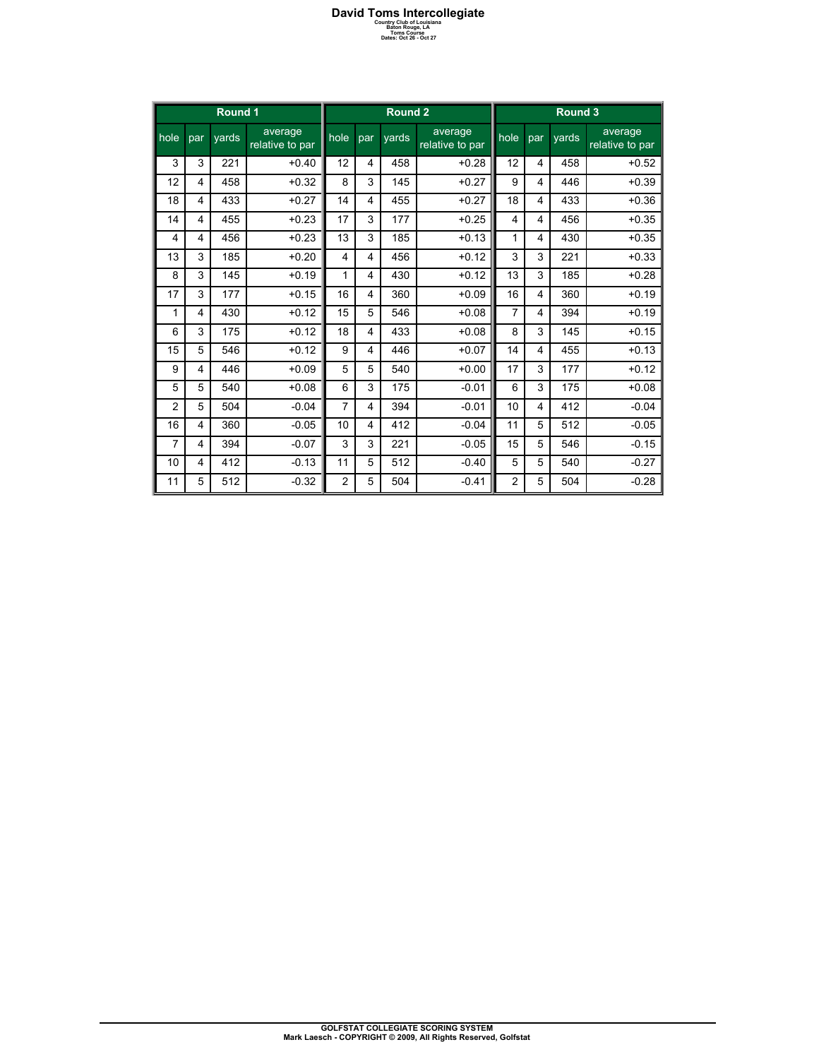# David Toms Intercollegiate

Country Club of Louisiana
Baton Rouge, LA
Toms Course
Dates: Oct 26 - Oct 27

| Round 1 | | | | Round 2 | | | | Round 3 | | | |
|---|---|---|---|---|---|---|---|---|---|---|---|
| hole | par | yards | average relative to par | hole | par | yards | average relative to par | hole | par | yards | average relative to par |
| 3 | 3 | 221 | +0.40 | 12 | 4 | 458 | +0.28 | 12 | 4 | 458 | +0.52 |
| 12 | 4 | 458 | +0.32 | 8 | 3 | 145 | +0.27 | 9 | 4 | 446 | +0.39 |
| 18 | 4 | 433 | +0.27 | 14 | 4 | 455 | +0.27 | 18 | 4 | 433 | +0.36 |
| 14 | 4 | 455 | +0.23 | 17 | 3 | 177 | +0.25 | 4 | 4 | 456 | +0.35 |
| 4 | 4 | 456 | +0.23 | 13 | 3 | 185 | +0.13 | 1 | 4 | 430 | +0.35 |
| 13 | 3 | 185 | +0.20 | 4 | 4 | 456 | +0.12 | 3 | 3 | 221 | +0.33 |
| 8 | 3 | 145 | +0.19 | 1 | 4 | 430 | +0.12 | 13 | 3 | 185 | +0.28 |
| 17 | 3 | 177 | +0.15 | 16 | 4 | 360 | +0.09 | 16 | 4 | 360 | +0.19 |
| 1 | 4 | 430 | +0.12 | 15 | 5 | 546 | +0.08 | 7 | 4 | 394 | +0.19 |
| 6 | 3 | 175 | +0.12 | 18 | 4 | 433 | +0.08 | 8 | 3 | 145 | +0.15 |
| 15 | 5 | 546 | +0.12 | 9 | 4 | 446 | +0.07 | 14 | 4 | 455 | +0.13 |
| 9 | 4 | 446 | +0.09 | 5 | 5 | 540 | +0.00 | 17 | 3 | 177 | +0.12 |
| 5 | 5 | 540 | +0.08 | 6 | 3 | 175 | -0.01 | 6 | 3 | 175 | +0.08 |
| 2 | 5 | 504 | -0.04 | 7 | 4 | 394 | -0.01 | 10 | 4 | 412 | -0.04 |
| 16 | 4 | 360 | -0.05 | 10 | 4 | 412 | -0.04 | 11 | 5 | 512 | -0.05 |
| 7 | 4 | 394 | -0.07 | 3 | 3 | 221 | -0.05 | 15 | 5 | 546 | -0.15 |
| 10 | 4 | 412 | -0.13 | 11 | 5 | 512 | -0.40 | 5 | 5 | 540 | -0.27 |
| 11 | 5 | 512 | -0.32 | 2 | 5 | 504 | -0.41 | 2 | 5 | 504 | -0.28 |

GOLFSTAT COLLEGIATE SCORING SYSTEM
Mark Laesch - COPYRIGHT © 2009, All Rights Reserved, Golfstat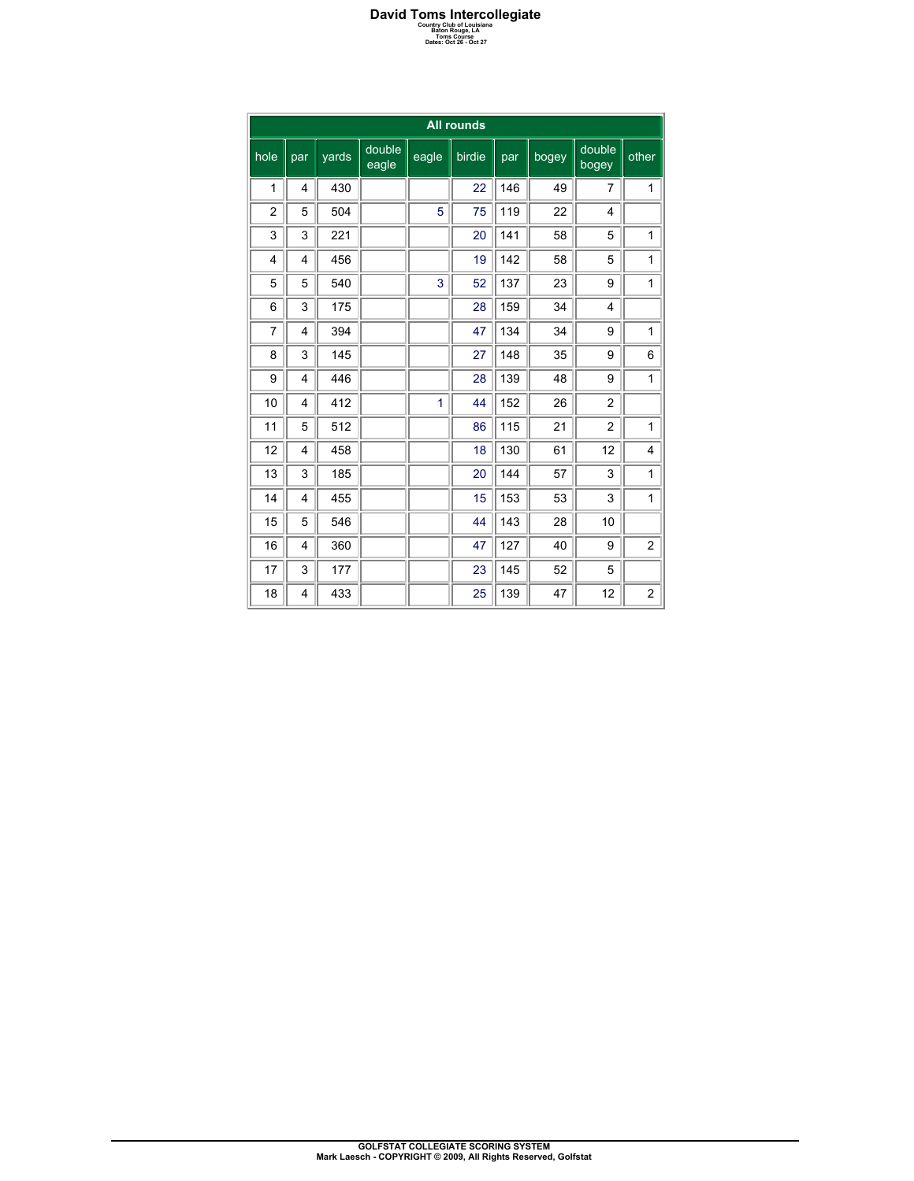# David Toms Intercollegiate

Country Club of Louisiana
Baton Rouge, LA
Toms Course
Dates: Oct 26 - Oct 27

| All rounds | | | | | | | | | |
|---|---|---|---|---|---|---|---|---|---|
| hole | par | yards | double eagle | eagle | birdie | par | bogey | double bogey | other |
| 1 | 4 | 430 | | | 22 | 146 | 49 | 7 | 1 |
| 2 | 5 | 504 | | 5 | 75 | 119 | 22 | 4 | |
| 3 | 3 | 221 | | | 20 | 141 | 58 | 5 | 1 |
| 4 | 4 | 456 | | | 19 | 142 | 58 | 5 | 1 |
| 5 | 5 | 540 | | 3 | 52 | 137 | 23 | 9 | 1 |
| 6 | 3 | 175 | | | 28 | 159 | 34 | 4 | |
| 7 | 4 | 394 | | | 47 | 134 | 34 | 9 | 1 |
| 8 | 3 | 145 | | | 27 | 148 | 35 | 9 | 6 |
| 9 | 4 | 446 | | | 28 | 139 | 48 | 9 | 1 |
| 10 | 4 | 412 | | 1 | 44 | 152 | 26 | 2 | |
| 11 | 5 | 512 | | | 86 | 115 | 21 | 2 | 1 |
| 12 | 4 | 458 | | | 18 | 130 | 61 | 12 | 4 |
| 13 | 3 | 185 | | | 20 | 144 | 57 | 3 | 1 |
| 14 | 4 | 455 | | | 15 | 153 | 53 | 3 | 1 |
| 15 | 5 | 546 | | | 44 | 143 | 28 | 10 | |
| 16 | 4 | 360 | | | 47 | 127 | 40 | 9 | 2 |
| 17 | 3 | 177 | | | 23 | 145 | 52 | 5 | |
| 18 | 4 | 433 | | | 25 | 139 | 47 | 12 | 2 |

GOLFSTAT COLLEGIATE SCORING SYSTEM
Mark Laesch - COPYRIGHT © 2009, All Rights Reserved, Golfstat